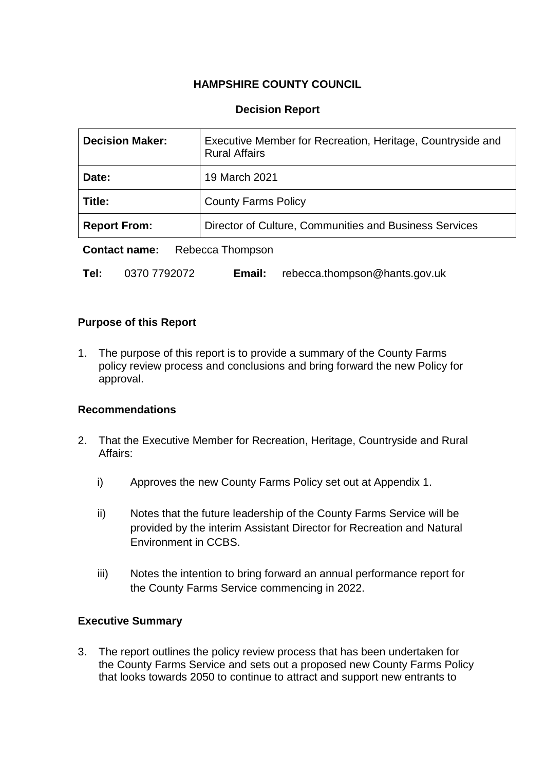**HAMPSHIRE COUNTY COUNCIL**

**Decision Report**

| | |
|---|---|
| **Decision Maker:** | Executive Member for Recreation, Heritage, Countryside and Rural Affairs |
| **Date:** | 19 March 2021 |
| **Title:** | County Farms Policy |
| **Report From:** | Director of Culture, Communities and Business Services |

**Contact name:** Rebecca Thompson

**Tel:** 0370 7792072 **Email:** rebecca.thompson@hants.gov.uk

## Purpose of this Report

1. The purpose of this report is to provide a summary of the County Farms policy review process and conclusions and bring forward the new Policy for approval.

## Recommendations

2. That the Executive Member for Recreation, Heritage, Countryside and Rural Affairs:

   i) Approves the new County Farms Policy set out at Appendix 1.

   ii) Notes that the future leadership of the County Farms Service will be provided by the interim Assistant Director for Recreation and Natural Environment in CCBS.

   iii) Notes the intention to bring forward an annual performance report for the County Farms Service commencing in 2022.

## Executive Summary

3. The report outlines the policy review process that has been undertaken for the County Farms Service and sets out a proposed new County Farms Policy that looks towards 2050 to continue to attract and support new entrants to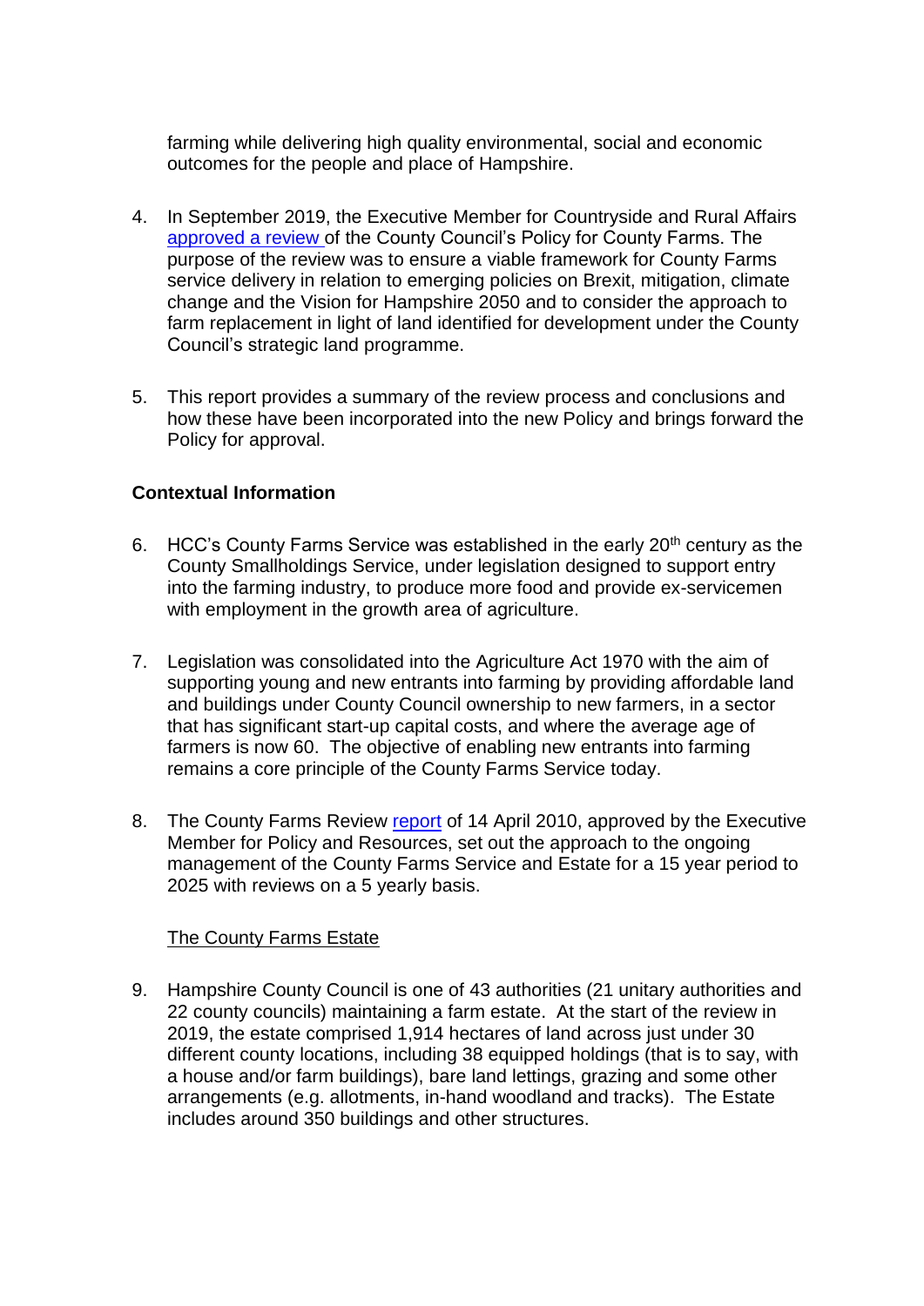farming while delivering high quality environmental, social and economic outcomes for the people and place of Hampshire.

4. In September 2019, the Executive Member for Countryside and Rural Affairs approved a review of the County Council's Policy for County Farms. The purpose of the review was to ensure a viable framework for County Farms service delivery in relation to emerging policies on Brexit, mitigation, climate change and the Vision for Hampshire 2050 and to consider the approach to farm replacement in light of land identified for development under the County Council's strategic land programme.

5. This report provides a summary of the review process and conclusions and how these have been incorporated into the new Policy and brings forward the Policy for approval.

**Contextual Information**

6. HCC's County Farms Service was established in the early 20th century as the County Smallholdings Service, under legislation designed to support entry into the farming industry, to produce more food and provide ex-servicemen with employment in the growth area of agriculture.

7. Legislation was consolidated into the Agriculture Act 1970 with the aim of supporting young and new entrants into farming by providing affordable land and buildings under County Council ownership to new farmers, in a sector that has significant start-up capital costs, and where the average age of farmers is now 60. The objective of enabling new entrants into farming remains a core principle of the County Farms Service today.

8. The County Farms Review report of 14 April 2010, approved by the Executive Member for Policy and Resources, set out the approach to the ongoing management of the County Farms Service and Estate for a 15 year period to 2025 with reviews on a 5 yearly basis.

The County Farms Estate

9. Hampshire County Council is one of 43 authorities (21 unitary authorities and 22 county councils) maintaining a farm estate. At the start of the review in 2019, the estate comprised 1,914 hectares of land across just under 30 different county locations, including 38 equipped holdings (that is to say, with a house and/or farm buildings), bare land lettings, grazing and some other arrangements (e.g. allotments, in-hand woodland and tracks). The Estate includes around 350 buildings and other structures.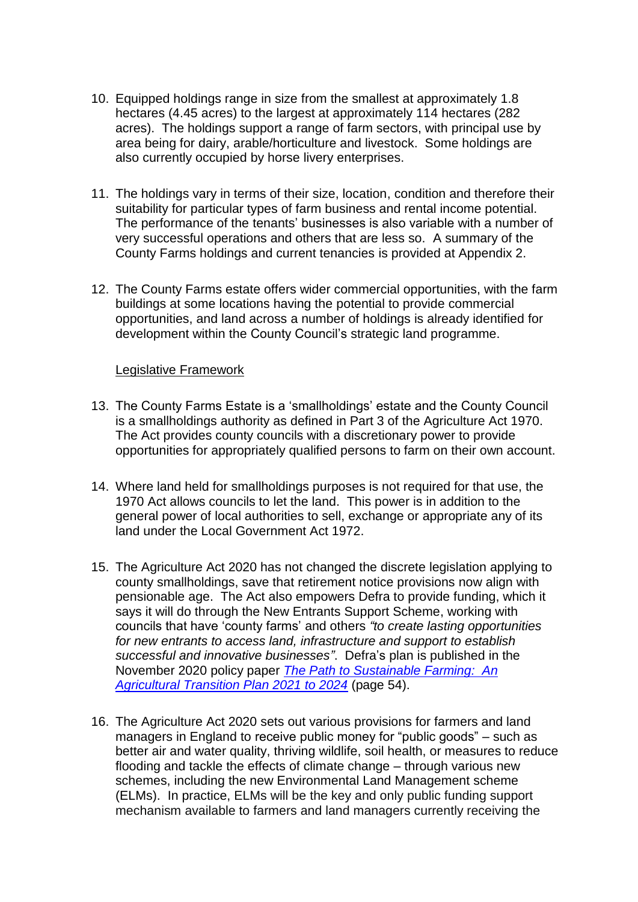10. Equipped holdings range in size from the smallest at approximately 1.8 hectares (4.45 acres) to the largest at approximately 114 hectares (282 acres). The holdings support a range of farm sectors, with principal use by area being for dairy, arable/horticulture and livestock. Some holdings are also currently occupied by horse livery enterprises.

11. The holdings vary in terms of their size, location, condition and therefore their suitability for particular types of farm business and rental income potential. The performance of the tenants' businesses is also variable with a number of very successful operations and others that are less so. A summary of the County Farms holdings and current tenancies is provided at Appendix 2.

12. The County Farms estate offers wider commercial opportunities, with the farm buildings at some locations having the potential to provide commercial opportunities, and land across a number of holdings is already identified for development within the County Council's strategic land programme.

<u>Legislative Framework</u>

13. The County Farms Estate is a 'smallholdings' estate and the County Council is a smallholdings authority as defined in Part 3 of the Agriculture Act 1970. The Act provides county councils with a discretionary power to provide opportunities for appropriately qualified persons to farm on their own account.

14. Where land held for smallholdings purposes is not required for that use, the 1970 Act allows councils to let the land. This power is in addition to the general power of local authorities to sell, exchange or appropriate any of its land under the Local Government Act 1972.

15. The Agriculture Act 2020 has not changed the discrete legislation applying to county smallholdings, save that retirement notice provisions now align with pensionable age. The Act also empowers Defra to provide funding, which it says it will do through the New Entrants Support Scheme, working with councils that have 'county farms' and others *"to create lasting opportunities for new entrants to access land, infrastructure and support to establish successful and innovative businesses"*. Defra's plan is published in the November 2020 policy paper *The Path to Sustainable Farming: An Agricultural Transition Plan 2021 to 2024* (page 54).

16. The Agriculture Act 2020 sets out various provisions for farmers and land managers in England to receive public money for "public goods" – such as better air and water quality, thriving wildlife, soil health, or measures to reduce flooding and tackle the effects of climate change – through various new schemes, including the new Environmental Land Management scheme (ELMs). In practice, ELMs will be the key and only public funding support mechanism available to farmers and land managers currently receiving the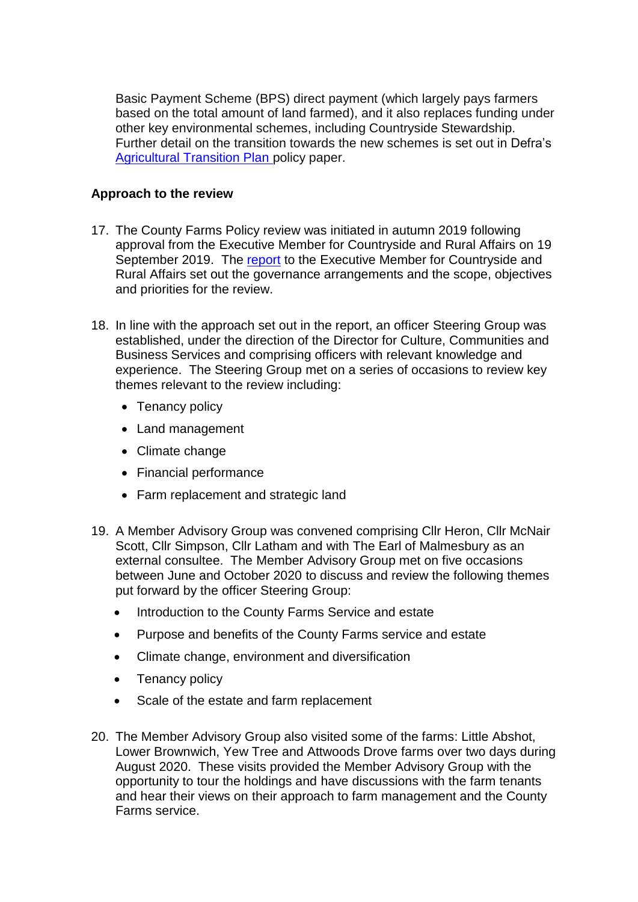Basic Payment Scheme (BPS) direct payment (which largely pays farmers based on the total amount of land farmed), and it also replaces funding under other key environmental schemes, including Countryside Stewardship. Further detail on the transition towards the new schemes is set out in Defra's [Agricultural Transition Plan](#) policy paper.

**Approach to the review**

17. The County Farms Policy review was initiated in autumn 2019 following approval from the Executive Member for Countryside and Rural Affairs on 19 September 2019. The [report](#) to the Executive Member for Countryside and Rural Affairs set out the governance arrangements and the scope, objectives and priorities for the review.

18. In line with the approach set out in the report, an officer Steering Group was established, under the direction of the Director for Culture, Communities and Business Services and comprising officers with relevant knowledge and experience. The Steering Group met on a series of occasions to review key themes relevant to the review including:
    - Tenancy policy
    - Land management
    - Climate change
    - Financial performance
    - Farm replacement and strategic land

19. A Member Advisory Group was convened comprising Cllr Heron, Cllr McNair Scott, Cllr Simpson, Cllr Latham and with The Earl of Malmesbury as an external consultee. The Member Advisory Group met on five occasions between June and October 2020 to discuss and review the following themes put forward by the officer Steering Group:
    - Introduction to the County Farms Service and estate
    - Purpose and benefits of the County Farms service and estate
    - Climate change, environment and diversification
    - Tenancy policy
    - Scale of the estate and farm replacement

20. The Member Advisory Group also visited some of the farms: Little Abshot, Lower Brownwich, Yew Tree and Attwoods Drove farms over two days during August 2020. These visits provided the Member Advisory Group with the opportunity to tour the holdings and have discussions with the farm tenants and hear their views on their approach to farm management and the County Farms service.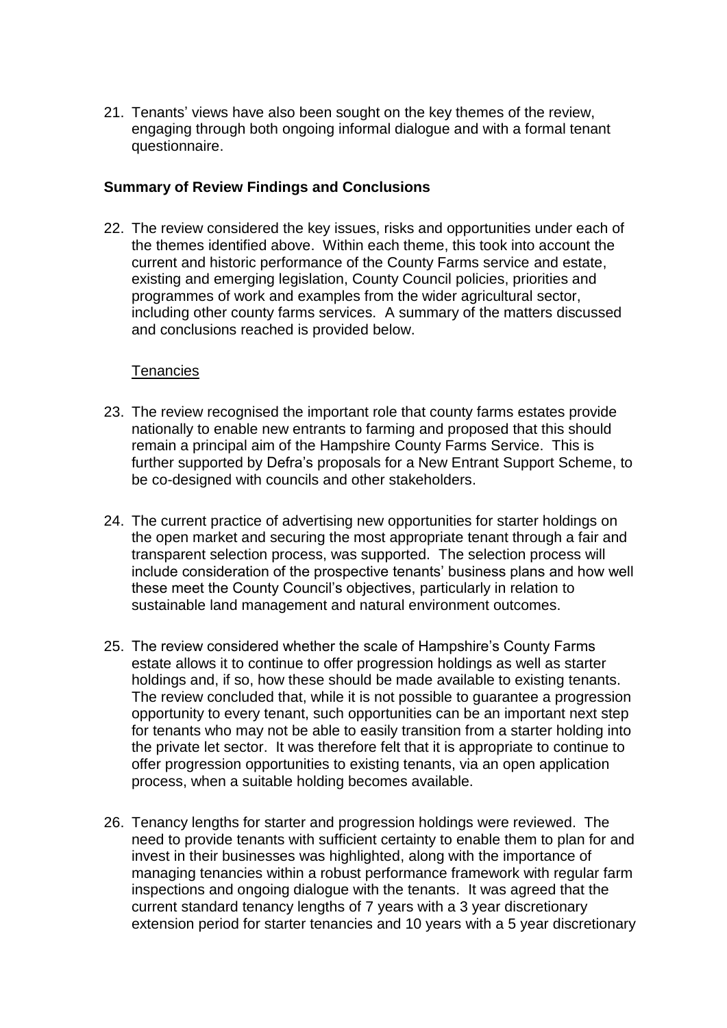21. Tenants' views have also been sought on the key themes of the review, engaging through both ongoing informal dialogue and with a formal tenant questionnaire.

**Summary of Review Findings and Conclusions**

22. The review considered the key issues, risks and opportunities under each of the themes identified above. Within each theme, this took into account the current and historic performance of the County Farms service and estate, existing and emerging legislation, County Council policies, priorities and programmes of work and examples from the wider agricultural sector, including other county farms services. A summary of the matters discussed and conclusions reached is provided below.

Tenancies

23. The review recognised the important role that county farms estates provide nationally to enable new entrants to farming and proposed that this should remain a principal aim of the Hampshire County Farms Service. This is further supported by Defra's proposals for a New Entrant Support Scheme, to be co-designed with councils and other stakeholders.

24. The current practice of advertising new opportunities for starter holdings on the open market and securing the most appropriate tenant through a fair and transparent selection process, was supported. The selection process will include consideration of the prospective tenants' business plans and how well these meet the County Council's objectives, particularly in relation to sustainable land management and natural environment outcomes.

25. The review considered whether the scale of Hampshire's County Farms estate allows it to continue to offer progression holdings as well as starter holdings and, if so, how these should be made available to existing tenants. The review concluded that, while it is not possible to guarantee a progression opportunity to every tenant, such opportunities can be an important next step for tenants who may not be able to easily transition from a starter holding into the private let sector. It was therefore felt that it is appropriate to continue to offer progression opportunities to existing tenants, via an open application process, when a suitable holding becomes available.

26. Tenancy lengths for starter and progression holdings were reviewed. The need to provide tenants with sufficient certainty to enable them to plan for and invest in their businesses was highlighted, along with the importance of managing tenancies within a robust performance framework with regular farm inspections and ongoing dialogue with the tenants. It was agreed that the current standard tenancy lengths of 7 years with a 3 year discretionary extension period for starter tenancies and 10 years with a 5 year discretionary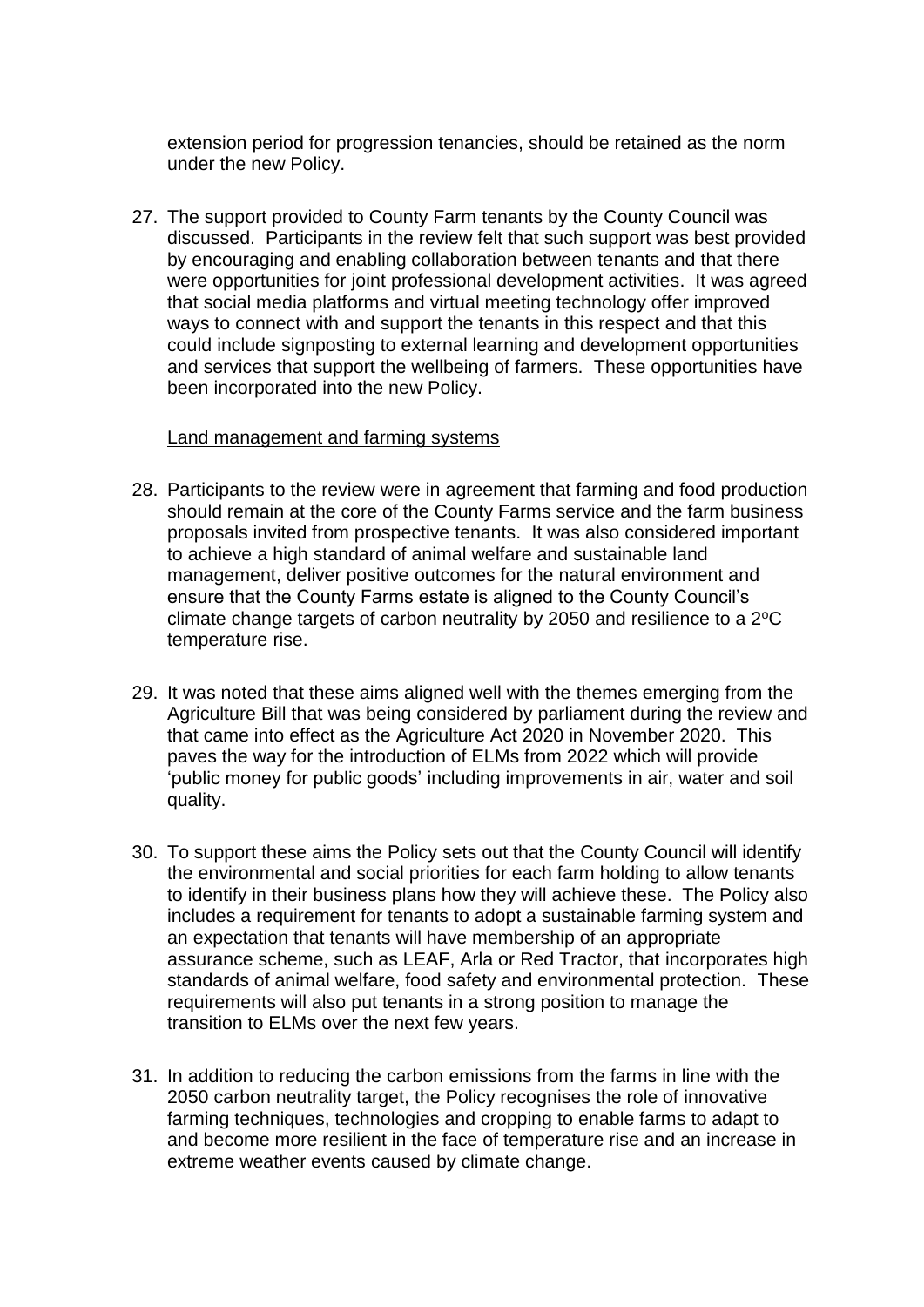extension period for progression tenancies, should be retained as the norm under the new Policy.

27. The support provided to County Farm tenants by the County Council was discussed. Participants in the review felt that such support was best provided by encouraging and enabling collaboration between tenants and that there were opportunities for joint professional development activities. It was agreed that social media platforms and virtual meeting technology offer improved ways to connect with and support the tenants in this respect and that this could include signposting to external learning and development opportunities and services that support the wellbeing of farmers. These opportunities have been incorporated into the new Policy.

Land management and farming systems

28. Participants to the review were in agreement that farming and food production should remain at the core of the County Farms service and the farm business proposals invited from prospective tenants. It was also considered important to achieve a high standard of animal welfare and sustainable land management, deliver positive outcomes for the natural environment and ensure that the County Farms estate is aligned to the County Council's climate change targets of carbon neutrality by 2050 and resilience to a 2°C temperature rise.

29. It was noted that these aims aligned well with the themes emerging from the Agriculture Bill that was being considered by parliament during the review and that came into effect as the Agriculture Act 2020 in November 2020. This paves the way for the introduction of ELMs from 2022 which will provide 'public money for public goods' including improvements in air, water and soil quality.

30. To support these aims the Policy sets out that the County Council will identify the environmental and social priorities for each farm holding to allow tenants to identify in their business plans how they will achieve these. The Policy also includes a requirement for tenants to adopt a sustainable farming system and an expectation that tenants will have membership of an appropriate assurance scheme, such as LEAF, Arla or Red Tractor, that incorporates high standards of animal welfare, food safety and environmental protection. These requirements will also put tenants in a strong position to manage the transition to ELMs over the next few years.

31. In addition to reducing the carbon emissions from the farms in line with the 2050 carbon neutrality target, the Policy recognises the role of innovative farming techniques, technologies and cropping to enable farms to adapt to and become more resilient in the face of temperature rise and an increase in extreme weather events caused by climate change.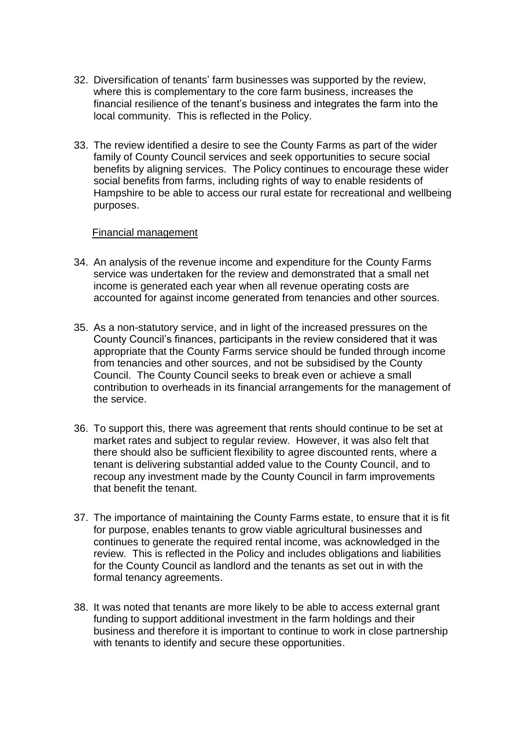32. Diversification of tenants' farm businesses was supported by the review, where this is complementary to the core farm business, increases the financial resilience of the tenant's business and integrates the farm into the local community. This is reflected in the Policy.

33. The review identified a desire to see the County Farms as part of the wider family of County Council services and seek opportunities to secure social benefits by aligning services. The Policy continues to encourage these wider social benefits from farms, including rights of way to enable residents of Hampshire to be able to access our rural estate for recreational and wellbeing purposes.

<u>Financial management</u>

34. An analysis of the revenue income and expenditure for the County Farms service was undertaken for the review and demonstrated that a small net income is generated each year when all revenue operating costs are accounted for against income generated from tenancies and other sources.

35. As a non-statutory service, and in light of the increased pressures on the County Council's finances, participants in the review considered that it was appropriate that the County Farms service should be funded through income from tenancies and other sources, and not be subsidised by the County Council. The County Council seeks to break even or achieve a small contribution to overheads in its financial arrangements for the management of the service.

36. To support this, there was agreement that rents should continue to be set at market rates and subject to regular review. However, it was also felt that there should also be sufficient flexibility to agree discounted rents, where a tenant is delivering substantial added value to the County Council, and to recoup any investment made by the County Council in farm improvements that benefit the tenant.

37. The importance of maintaining the County Farms estate, to ensure that it is fit for purpose, enables tenants to grow viable agricultural businesses and continues to generate the required rental income, was acknowledged in the review. This is reflected in the Policy and includes obligations and liabilities for the County Council as landlord and the tenants as set out in with the formal tenancy agreements.

38. It was noted that tenants are more likely to be able to access external grant funding to support additional investment in the farm holdings and their business and therefore it is important to continue to work in close partnership with tenants to identify and secure these opportunities.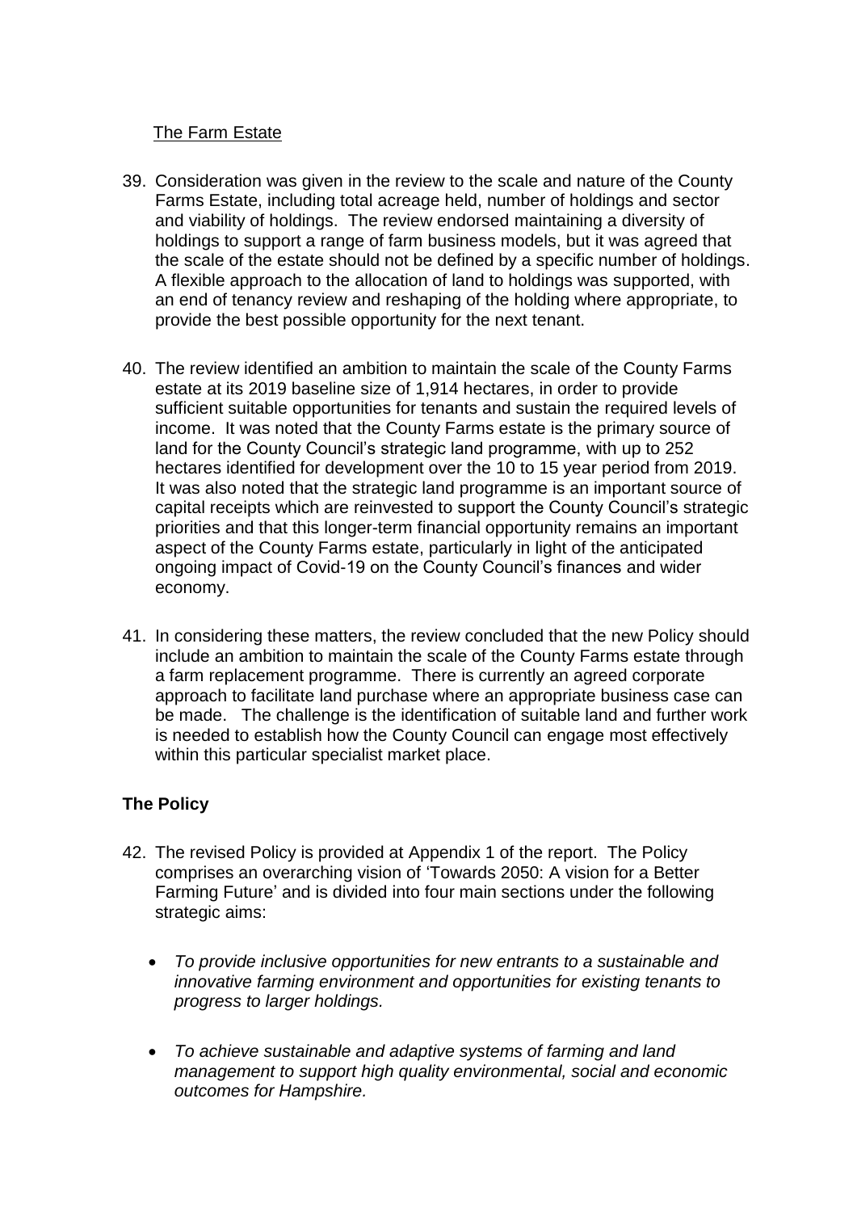## The Farm Estate

39. Consideration was given in the review to the scale and nature of the County Farms Estate, including total acreage held, number of holdings and sector and viability of holdings. The review endorsed maintaining a diversity of holdings to support a range of farm business models, but it was agreed that the scale of the estate should not be defined by a specific number of holdings. A flexible approach to the allocation of land to holdings was supported, with an end of tenancy review and reshaping of the holding where appropriate, to provide the best possible opportunity for the next tenant.

40. The review identified an ambition to maintain the scale of the County Farms estate at its 2019 baseline size of 1,914 hectares, in order to provide sufficient suitable opportunities for tenants and sustain the required levels of income. It was noted that the County Farms estate is the primary source of land for the County Council's strategic land programme, with up to 252 hectares identified for development over the 10 to 15 year period from 2019. It was also noted that the strategic land programme is an important source of capital receipts which are reinvested to support the County Council's strategic priorities and that this longer-term financial opportunity remains an important aspect of the County Farms estate, particularly in light of the anticipated ongoing impact of Covid-19 on the County Council's finances and wider economy.

41. In considering these matters, the review concluded that the new Policy should include an ambition to maintain the scale of the County Farms estate through a farm replacement programme. There is currently an agreed corporate approach to facilitate land purchase where an appropriate business case can be made. The challenge is the identification of suitable land and further work is needed to establish how the County Council can engage most effectively within this particular specialist market place.

## The Policy

42. The revised Policy is provided at Appendix 1 of the report. The Policy comprises an overarching vision of 'Towards 2050: A vision for a Better Farming Future' and is divided into four main sections under the following strategic aims:

    - *To provide inclusive opportunities for new entrants to a sustainable and innovative farming environment and opportunities for existing tenants to progress to larger holdings.*

    - *To achieve sustainable and adaptive systems of farming and land management to support high quality environmental, social and economic outcomes for Hampshire.*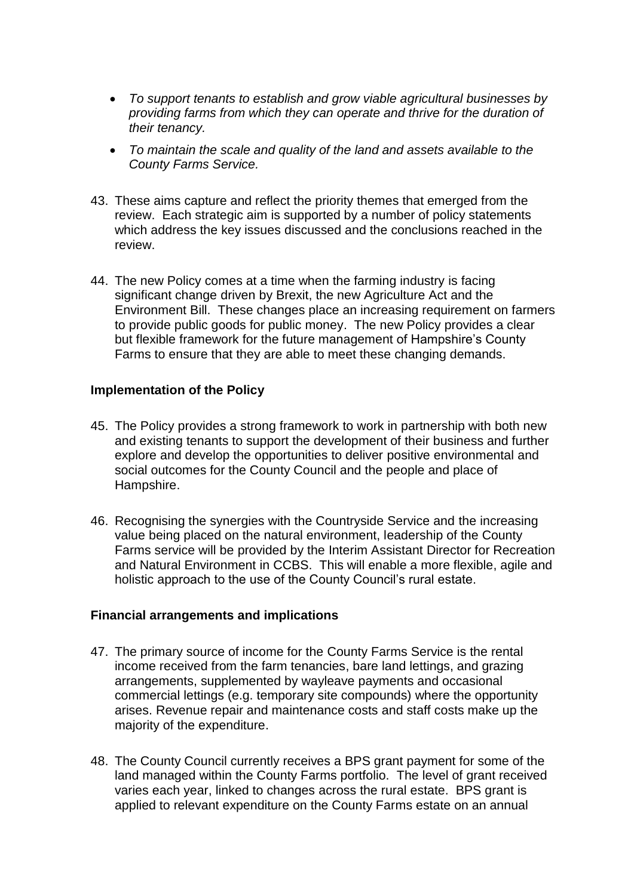- *To support tenants to establish and grow viable agricultural businesses by providing farms from which they can operate and thrive for the duration of their tenancy.*
- *To maintain the scale and quality of the land and assets available to the County Farms Service.*

43. These aims capture and reflect the priority themes that emerged from the review. Each strategic aim is supported by a number of policy statements which address the key issues discussed and the conclusions reached in the review.

44. The new Policy comes at a time when the farming industry is facing significant change driven by Brexit, the new Agriculture Act and the Environment Bill. These changes place an increasing requirement on farmers to provide public goods for public money. The new Policy provides a clear but flexible framework for the future management of Hampshire's County Farms to ensure that they are able to meet these changing demands.

**Implementation of the Policy**

45. The Policy provides a strong framework to work in partnership with both new and existing tenants to support the development of their business and further explore and develop the opportunities to deliver positive environmental and social outcomes for the County Council and the people and place of Hampshire.

46. Recognising the synergies with the Countryside Service and the increasing value being placed on the natural environment, leadership of the County Farms service will be provided by the Interim Assistant Director for Recreation and Natural Environment in CCBS. This will enable a more flexible, agile and holistic approach to the use of the County Council's rural estate.

**Financial arrangements and implications**

47. The primary source of income for the County Farms Service is the rental income received from the farm tenancies, bare land lettings, and grazing arrangements, supplemented by wayleave payments and occasional commercial lettings (e.g. temporary site compounds) where the opportunity arises. Revenue repair and maintenance costs and staff costs make up the majority of the expenditure.

48. The County Council currently receives a BPS grant payment for some of the land managed within the County Farms portfolio. The level of grant received varies each year, linked to changes across the rural estate. BPS grant is applied to relevant expenditure on the County Farms estate on an annual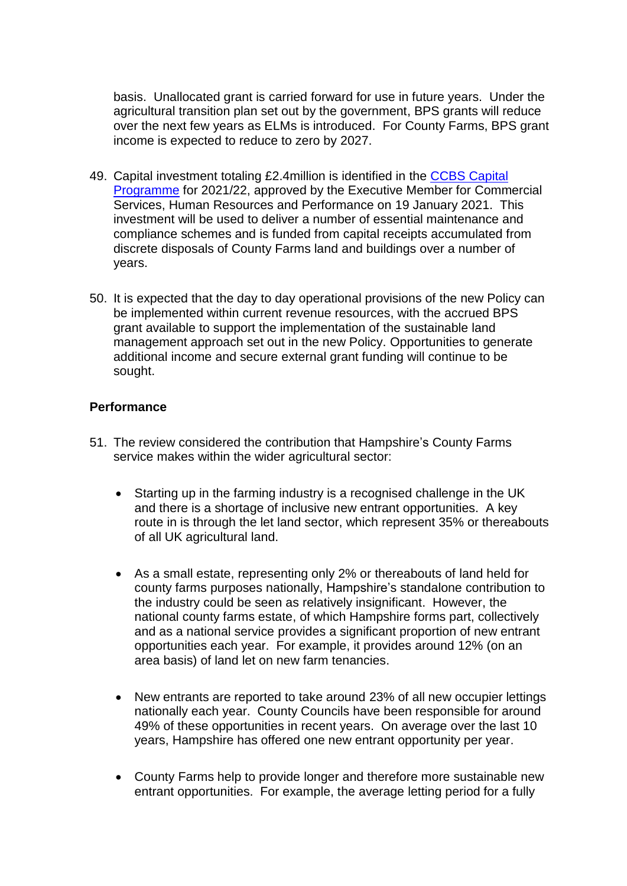basis. Unallocated grant is carried forward for use in future years. Under the agricultural transition plan set out by the government, BPS grants will reduce over the next few years as ELMs is introduced. For County Farms, BPS grant income is expected to reduce to zero by 2027.

49. Capital investment totaling £2.4million is identified in the CCBS Capital Programme for 2021/22, approved by the Executive Member for Commercial Services, Human Resources and Performance on 19 January 2021. This investment will be used to deliver a number of essential maintenance and compliance schemes and is funded from capital receipts accumulated from discrete disposals of County Farms land and buildings over a number of years.

50. It is expected that the day to day operational provisions of the new Policy can be implemented within current revenue resources, with the accrued BPS grant available to support the implementation of the sustainable land management approach set out in the new Policy. Opportunities to generate additional income and secure external grant funding will continue to be sought.

**Performance**

51. The review considered the contribution that Hampshire's County Farms service makes within the wider agricultural sector:

    - Starting up in the farming industry is a recognised challenge in the UK and there is a shortage of inclusive new entrant opportunities. A key route in is through the let land sector, which represent 35% or thereabouts of all UK agricultural land.

    - As a small estate, representing only 2% or thereabouts of land held for county farms purposes nationally, Hampshire's standalone contribution to the industry could be seen as relatively insignificant. However, the national county farms estate, of which Hampshire forms part, collectively and as a national service provides a significant proportion of new entrant opportunities each year. For example, it provides around 12% (on an area basis) of land let on new farm tenancies.

    - New entrants are reported to take around 23% of all new occupier lettings nationally each year. County Councils have been responsible for around 49% of these opportunities in recent years. On average over the last 10 years, Hampshire has offered one new entrant opportunity per year.

    - County Farms help to provide longer and therefore more sustainable new entrant opportunities. For example, the average letting period for a fully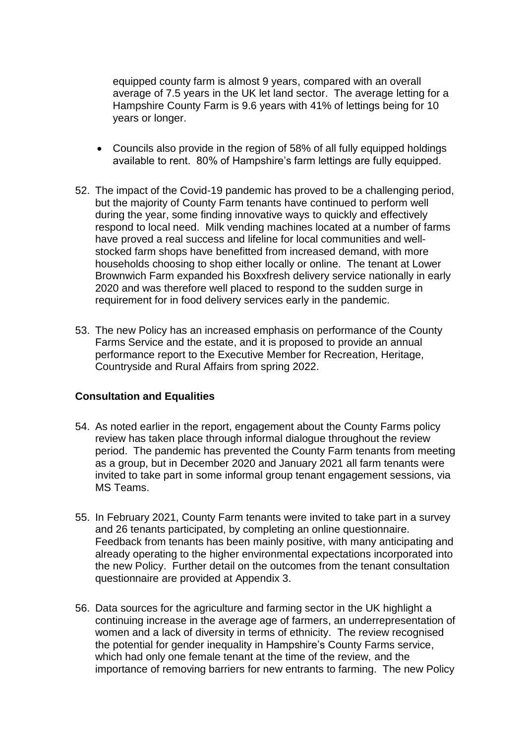equipped county farm is almost 9 years, compared with an overall average of 7.5 years in the UK let land sector. The average letting for a Hampshire County Farm is 9.6 years with 41% of lettings being for 10 years or longer.

- Councils also provide in the region of 58% of all fully equipped holdings available to rent. 80% of Hampshire's farm lettings are fully equipped.

52. The impact of the Covid-19 pandemic has proved to be a challenging period, but the majority of County Farm tenants have continued to perform well during the year, some finding innovative ways to quickly and effectively respond to local need. Milk vending machines located at a number of farms have proved a real success and lifeline for local communities and well-stocked farm shops have benefitted from increased demand, with more households choosing to shop either locally or online. The tenant at Lower Brownwich Farm expanded his Boxxfresh delivery service nationally in early 2020 and was therefore well placed to respond to the sudden surge in requirement for in food delivery services early in the pandemic.

53. The new Policy has an increased emphasis on performance of the County Farms Service and the estate, and it is proposed to provide an annual performance report to the Executive Member for Recreation, Heritage, Countryside and Rural Affairs from spring 2022.

## Consultation and Equalities

54. As noted earlier in the report, engagement about the County Farms policy review has taken place through informal dialogue throughout the review period. The pandemic has prevented the County Farm tenants from meeting as a group, but in December 2020 and January 2021 all farm tenants were invited to take part in some informal group tenant engagement sessions, via MS Teams.

55. In February 2021, County Farm tenants were invited to take part in a survey and 26 tenants participated, by completing an online questionnaire. Feedback from tenants has been mainly positive, with many anticipating and already operating to the higher environmental expectations incorporated into the new Policy. Further detail on the outcomes from the tenant consultation questionnaire are provided at Appendix 3.

56. Data sources for the agriculture and farming sector in the UK highlight a continuing increase in the average age of farmers, an underrepresentation of women and a lack of diversity in terms of ethnicity. The review recognised the potential for gender inequality in Hampshire's County Farms service, which had only one female tenant at the time of the review, and the importance of removing barriers for new entrants to farming. The new Policy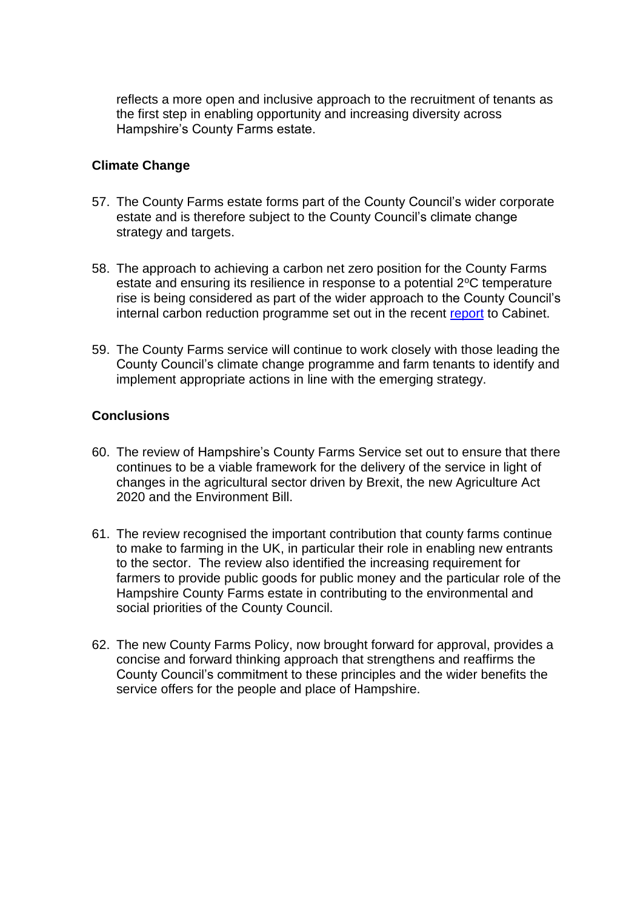reflects a more open and inclusive approach to the recruitment of tenants as the first step in enabling opportunity and increasing diversity across Hampshire's County Farms estate.

**Climate Change**

57. The County Farms estate forms part of the County Council's wider corporate estate and is therefore subject to the County Council's climate change strategy and targets.

58. The approach to achieving a carbon net zero position for the County Farms estate and ensuring its resilience in response to a potential 2°C temperature rise is being considered as part of the wider approach to the County Council's internal carbon reduction programme set out in the recent report to Cabinet.

59. The County Farms service will continue to work closely with those leading the County Council's climate change programme and farm tenants to identify and implement appropriate actions in line with the emerging strategy.

**Conclusions**

60. The review of Hampshire's County Farms Service set out to ensure that there continues to be a viable framework for the delivery of the service in light of changes in the agricultural sector driven by Brexit, the new Agriculture Act 2020 and the Environment Bill.

61. The review recognised the important contribution that county farms continue to make to farming in the UK, in particular their role in enabling new entrants to the sector. The review also identified the increasing requirement for farmers to provide public goods for public money and the particular role of the Hampshire County Farms estate in contributing to the environmental and social priorities of the County Council.

62. The new County Farms Policy, now brought forward for approval, provides a concise and forward thinking approach that strengthens and reaffirms the County Council's commitment to these principles and the wider benefits the service offers for the people and place of Hampshire.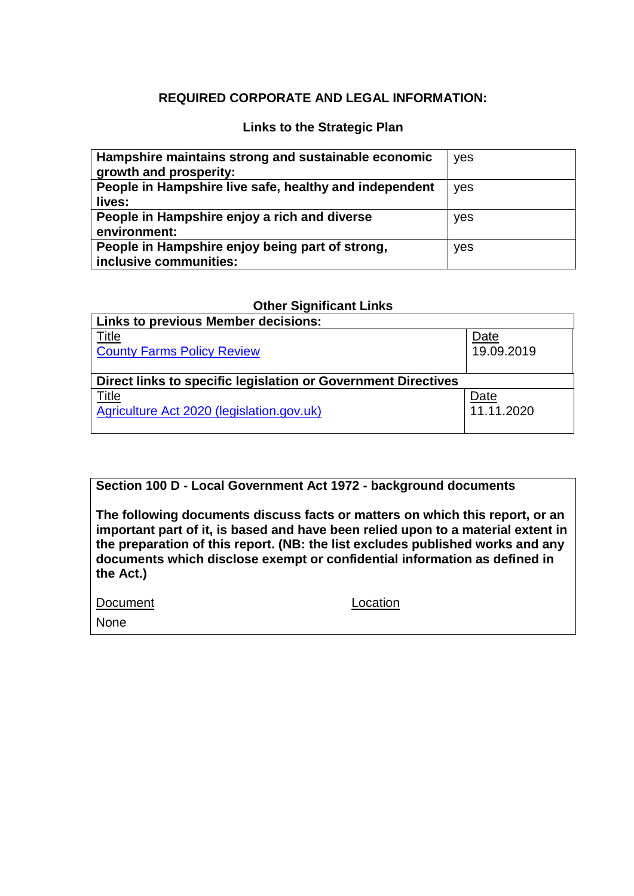## REQUIRED CORPORATE AND LEGAL INFORMATION:

### Links to the Strategic Plan

| | |
|---|---|
| **Hampshire maintains strong and sustainable economic growth and prosperity:** | yes |
| **People in Hampshire live safe, healthy and independent lives:** | yes |
| **People in Hampshire enjoy a rich and diverse environment:** | yes |
| **People in Hampshire enjoy being part of strong, inclusive communities:** | yes |

### Other Significant Links

| **Links to previous Member decisions:** | |
|---|---|
| Title | Date |
| County Farms Policy Review | 19.09.2019 |
| **Direct links to specific legislation or Government Directives** | |
| Title | Date |
| Agriculture Act 2020 (legislation.gov.uk) | 11.11.2020 |

**Section 100 D - Local Government Act 1972 - background documents**

**The following documents discuss facts or matters on which this report, or an important part of it, is based and have been relied upon to a material extent in the preparation of this report. (NB: the list excludes published works and any documents which disclose exempt or confidential information as defined in the Act.)**

| Document | Location |
|---|---|
| None | |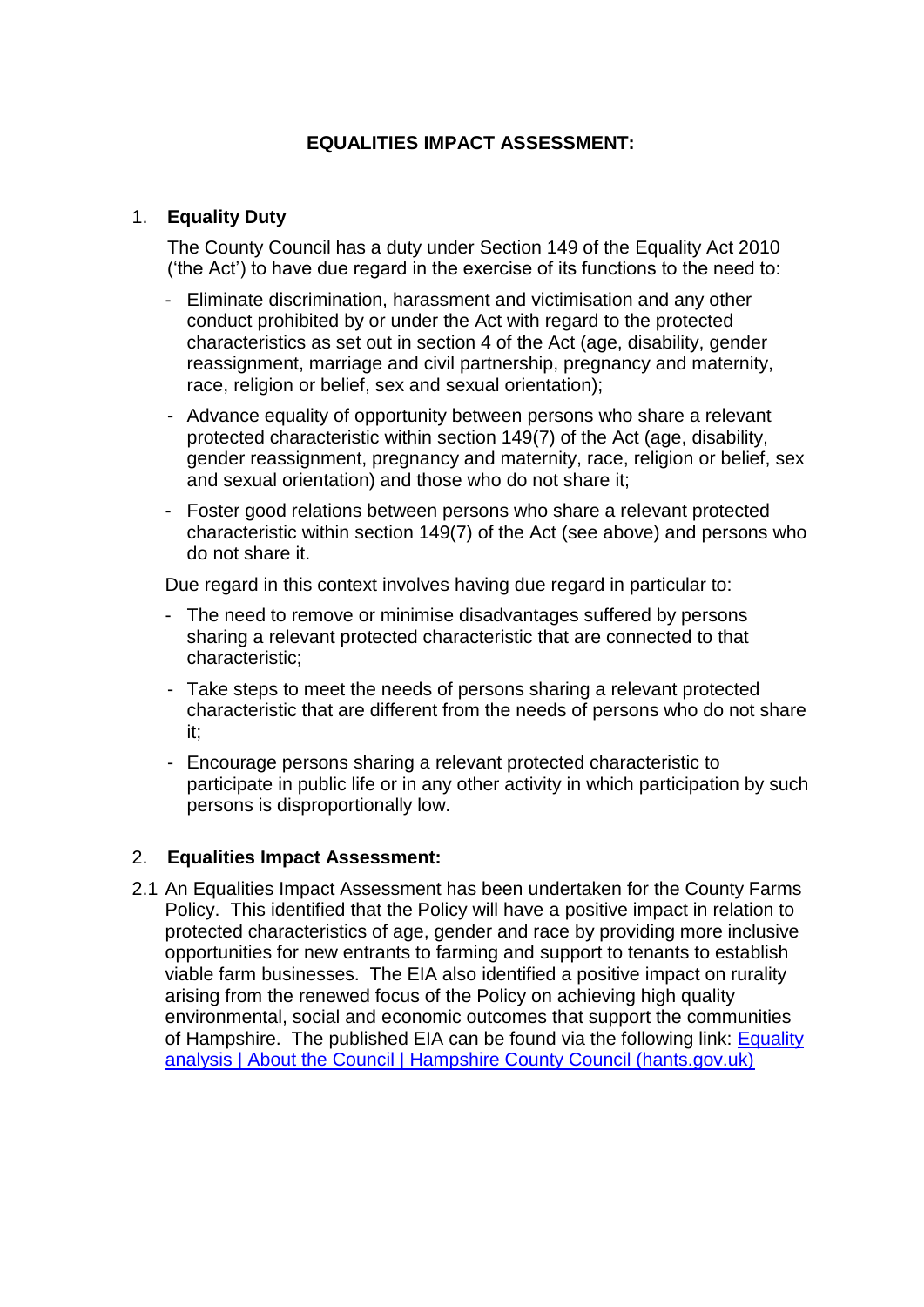# EQUALITIES IMPACT ASSESSMENT:

## 1. Equality Duty

The County Council has a duty under Section 149 of the Equality Act 2010 ('the Act') to have due regard in the exercise of its functions to the need to:

- Eliminate discrimination, harassment and victimisation and any other conduct prohibited by or under the Act with regard to the protected characteristics as set out in section 4 of the Act (age, disability, gender reassignment, marriage and civil partnership, pregnancy and maternity, race, religion or belief, sex and sexual orientation);
- Advance equality of opportunity between persons who share a relevant protected characteristic within section 149(7) of the Act (age, disability, gender reassignment, pregnancy and maternity, race, religion or belief, sex and sexual orientation) and those who do not share it;
- Foster good relations between persons who share a relevant protected characteristic within section 149(7) of the Act (see above) and persons who do not share it.

Due regard in this context involves having due regard in particular to:

- The need to remove or minimise disadvantages suffered by persons sharing a relevant protected characteristic that are connected to that characteristic;
- Take steps to meet the needs of persons sharing a relevant protected characteristic that are different from the needs of persons who do not share it;
- Encourage persons sharing a relevant protected characteristic to participate in public life or in any other activity in which participation by such persons is disproportionally low.

## 2. Equalities Impact Assessment:

2.1 An Equalities Impact Assessment has been undertaken for the County Farms Policy. This identified that the Policy will have a positive impact in relation to protected characteristics of age, gender and race by providing more inclusive opportunities for new entrants to farming and support to tenants to establish viable farm businesses. The EIA also identified a positive impact on rurality arising from the renewed focus of the Policy on achieving high quality environmental, social and economic outcomes that support the communities of Hampshire. The published EIA can be found via the following link: [Equality analysis | About the Council | Hampshire County Council (hants.gov.uk)]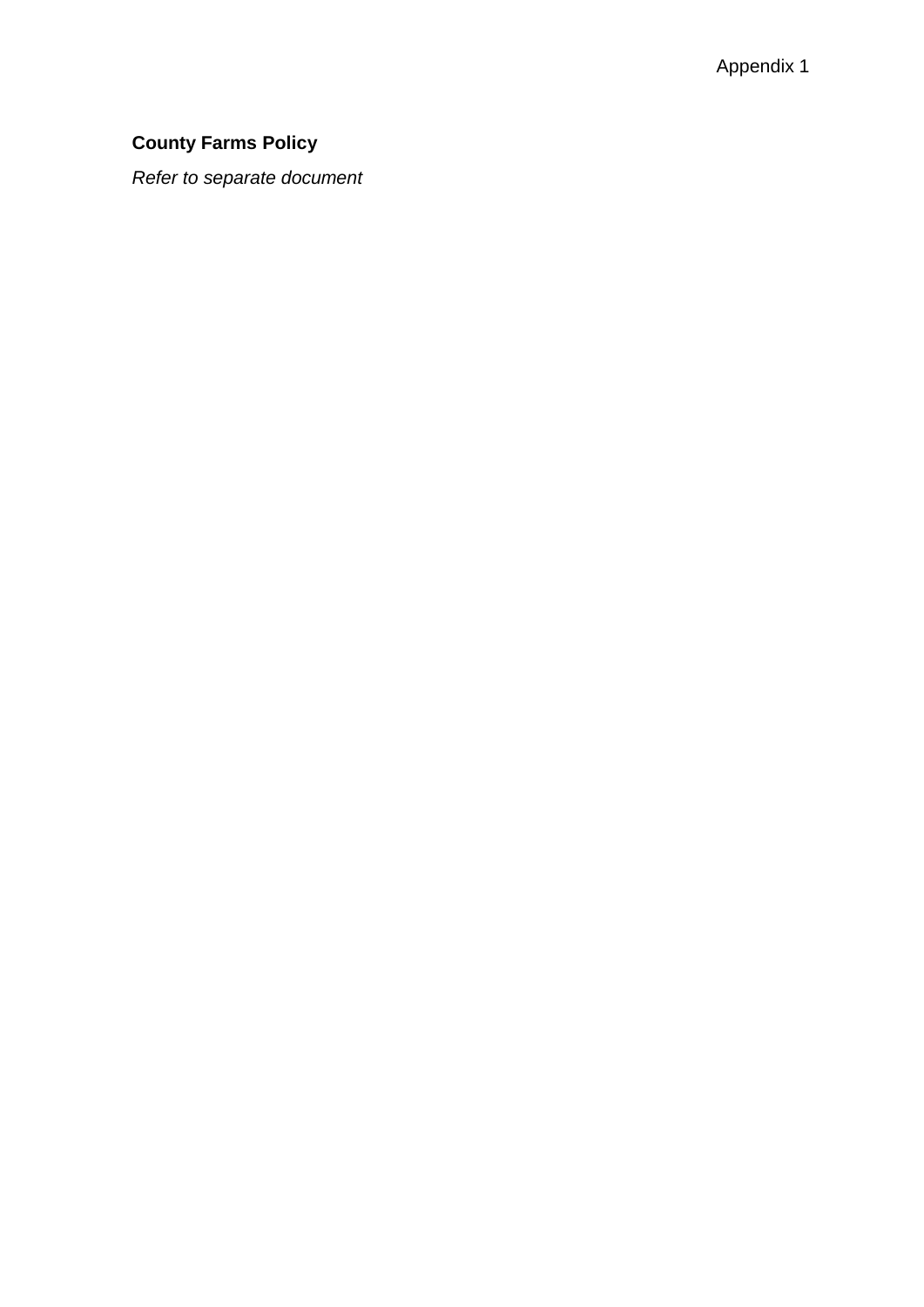Appendix 1

**County Farms Policy**

*Refer to separate document*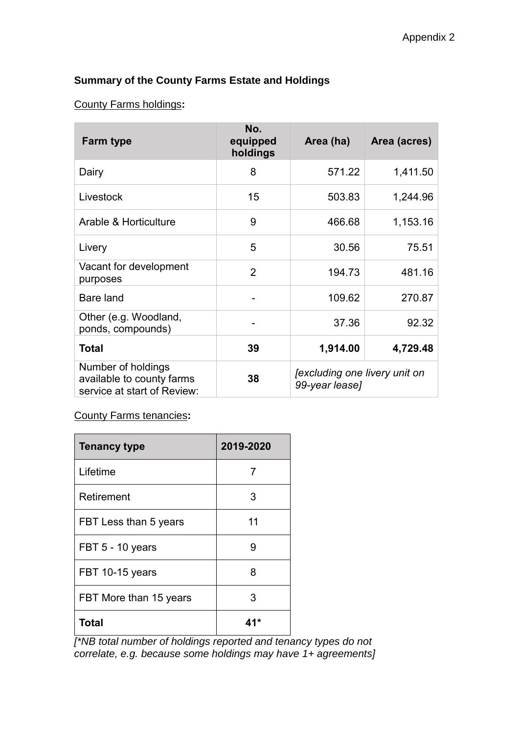Appendix 2

**Summary of the County Farms Estate and Holdings**

County Farms holdings**:**

| Farm type | No. equipped holdings | Area (ha) | Area (acres) |
|---|---|---|---|
| Dairy | 8 | 571.22 | 1,411.50 |
| Livestock | 15 | 503.83 | 1,244.96 |
| Arable & Horticulture | 9 | 466.68 | 1,153.16 |
| Livery | 5 | 30.56 | 75.51 |
| Vacant for development purposes | 2 | 194.73 | 481.16 |
| Bare land | - | 109.62 | 270.87 |
| Other (e.g. Woodland, ponds, compounds) | - | 37.36 | 92.32 |
| **Total** | **39** | **1,914.00** | **4,729.48** |
| Number of holdings available to county farms service at start of Review: | **38** | *[excluding one livery unit on 99-year lease]* | |

County Farms tenancies**:**

| Tenancy type | 2019-2020 |
|---|---|
| Lifetime | 7 |
| Retirement | 3 |
| FBT Less than 5 years | 11 |
| FBT 5 - 10 years | 9 |
| FBT 10-15 years | 8 |
| FBT More than 15 years | 3 |
| **Total** | **41*** |

*[*NB total number of holdings reported and tenancy types do not correlate, e.g. because some holdings may have 1+ agreements]*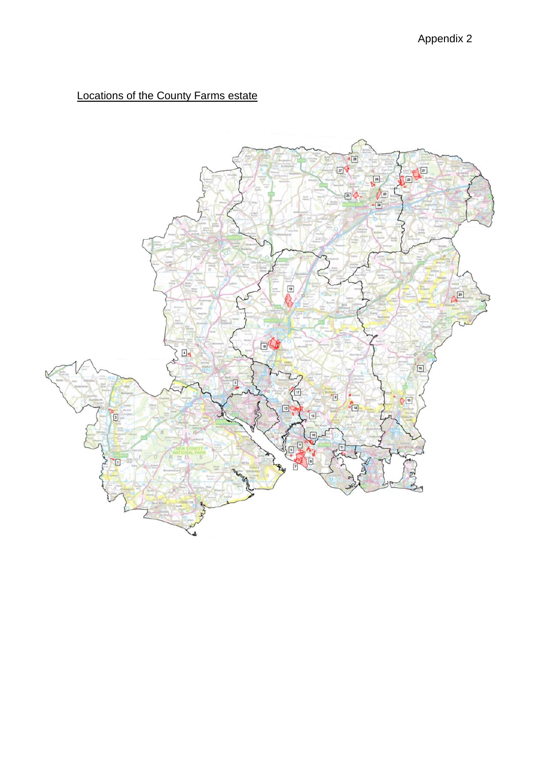Appendix 2

Locations of the County Farms estate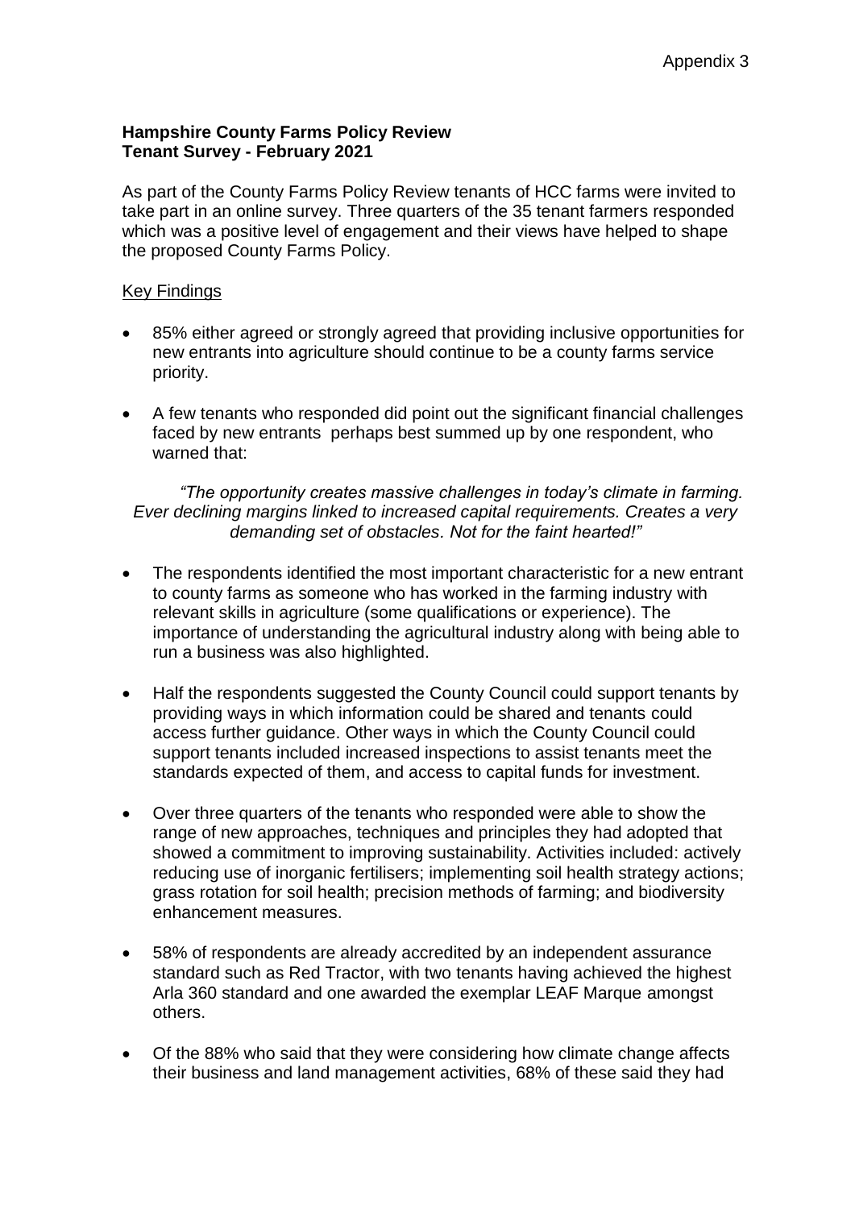Appendix 3

**Hampshire County Farms Policy Review**
**Tenant Survey - February 2021**

As part of the County Farms Policy Review tenants of HCC farms were invited to take part in an online survey. Three quarters of the 35 tenant farmers responded which was a positive level of engagement and their views have helped to shape the proposed County Farms Policy.

<u>Key Findings</u>

- 85% either agreed or strongly agreed that providing inclusive opportunities for new entrants into agriculture should continue to be a county farms service priority.

- A few tenants who responded did point out the significant financial challenges faced by new entrants perhaps best summed up by one respondent, who warned that:

*"The opportunity creates massive challenges in today's climate in farming. Ever declining margins linked to increased capital requirements. Creates a very demanding set of obstacles. Not for the faint hearted!"*

- The respondents identified the most important characteristic for a new entrant to county farms as someone who has worked in the farming industry with relevant skills in agriculture (some qualifications or experience). The importance of understanding the agricultural industry along with being able to run a business was also highlighted.

- Half the respondents suggested the County Council could support tenants by providing ways in which information could be shared and tenants could access further guidance. Other ways in which the County Council could support tenants included increased inspections to assist tenants meet the standards expected of them, and access to capital funds for investment.

- Over three quarters of the tenants who responded were able to show the range of new approaches, techniques and principles they had adopted that showed a commitment to improving sustainability. Activities included: actively reducing use of inorganic fertilisers; implementing soil health strategy actions; grass rotation for soil health; precision methods of farming; and biodiversity enhancement measures.

- 58% of respondents are already accredited by an independent assurance standard such as Red Tractor, with two tenants having achieved the highest Arla 360 standard and one awarded the exemplar LEAF Marque amongst others.

- Of the 88% who said that they were considering how climate change affects their business and land management activities, 68% of these said they had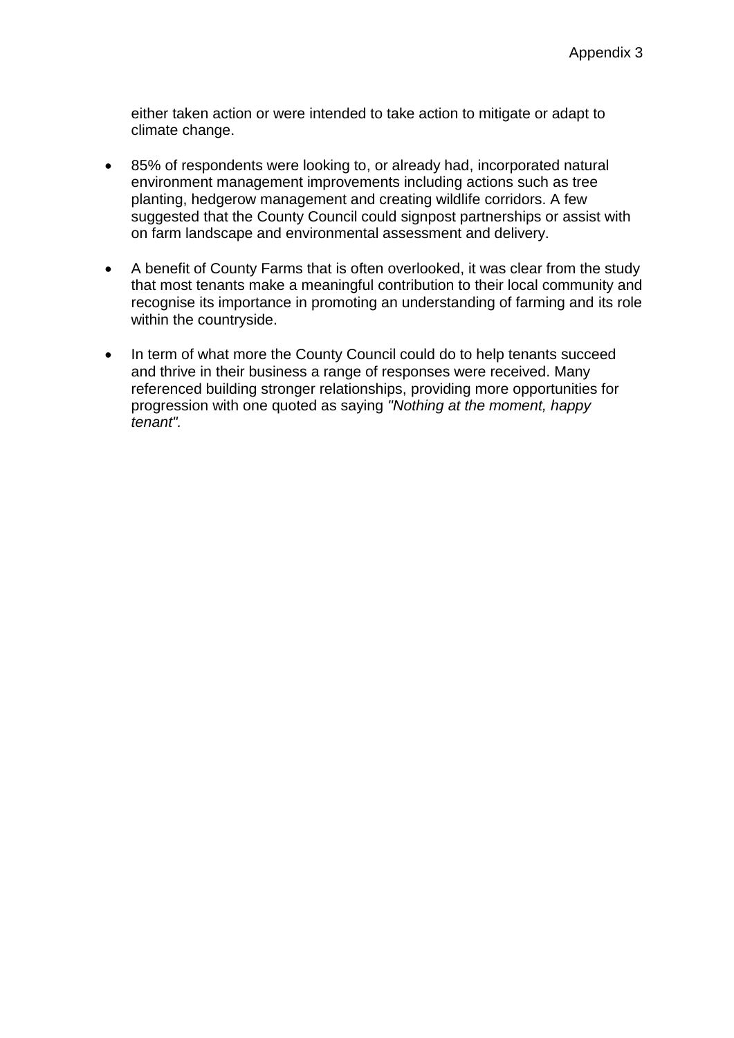either taken action or were intended to take action to mitigate or adapt to climate change.

- 85% of respondents were looking to, or already had, incorporated natural environment management improvements including actions such as tree planting, hedgerow management and creating wildlife corridors. A few suggested that the County Council could signpost partnerships or assist with on farm landscape and environmental assessment and delivery.

- A benefit of County Farms that is often overlooked, it was clear from the study that most tenants make a meaningful contribution to their local community and recognise its importance in promoting an understanding of farming and its role within the countryside.

- In term of what more the County Council could do to help tenants succeed and thrive in their business a range of responses were received. Many referenced building stronger relationships, providing more opportunities for progression with one quoted as saying *"Nothing at the moment, happy tenant".*